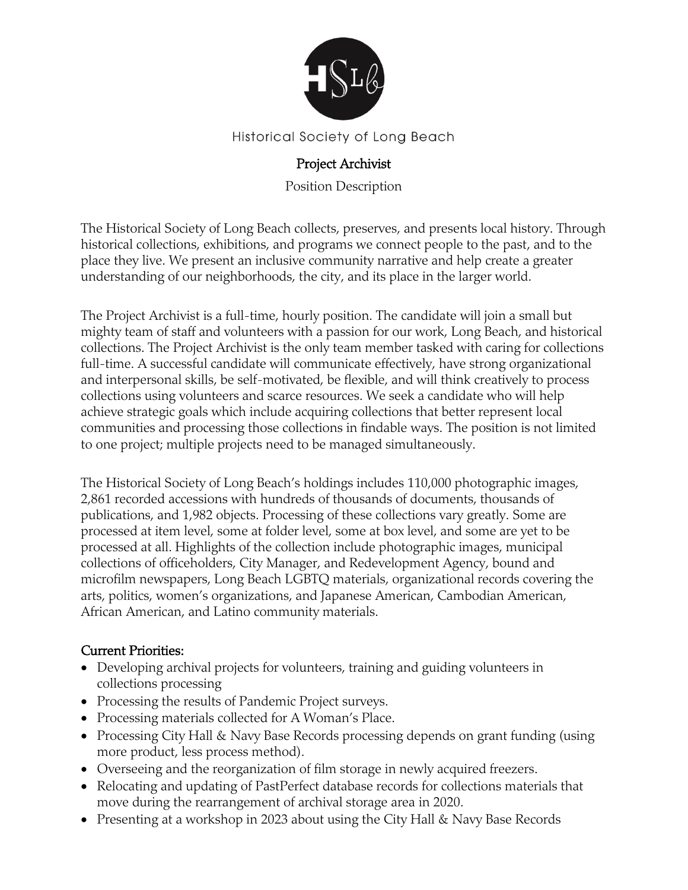HSLb

Historical Society of Long Beach

# Project Archivist

Position Description

The Historical Society of Long Beach collects, preserves, and presents local history. Through historical collections, exhibitions, and programs we connect people to the past, and to the place they live. We present an inclusive community narrative and help create a greater understanding of our neighborhoods, the city, and its place in the larger world.

The Project Archivist is a full-time, hourly position. The candidate will join a small but mighty team of staff and volunteers with a passion for our work, Long Beach, and historical collections. The Project Archivist is the only team member tasked with caring for collections full-time. A successful candidate will communicate effectively, have strong organizational and interpersonal skills, be self-motivated, be flexible, and will think creatively to process collections using volunteers and scarce resources. We seek a candidate who will help achieve strategic goals which include acquiring collections that better represent local communities and processing those collections in findable ways. The position is not limited to one project; multiple projects need to be managed simultaneously.

The Historical Society of Long Beach's holdings includes 110,000 photographic images, 2,861 recorded accessions with hundreds of thousands of documents, thousands of publications, and 1,982 objects. Processing of these collections vary greatly. Some are processed at item level, some at folder level, some at box level, and some are yet to be processed at all. Highlights of the collection include photographic images, municipal collections of officeholders, City Manager, and Redevelopment Agency, bound and microfilm newspapers, Long Beach LGBTQ materials, organizational records covering the arts, politics, women's organizations, and Japanese American, Cambodian American, African American, and Latino community materials.

## Current Priorities:

- Developing archival projects for volunteers, training and guiding volunteers in collections processing
- Processing the results of Pandemic Project surveys.
- Processing materials collected for A Woman's Place.
- Processing City Hall & Navy Base Records processing depends on grant funding (using more product, less process method).
- Overseeing and the reorganization of film storage in newly acquired freezers.
- Relocating and updating of PastPerfect database records for collections materials that move during the rearrangement of archival storage area in 2020.
- Presenting at a workshop in 2023 about using the City Hall & Navy Base Records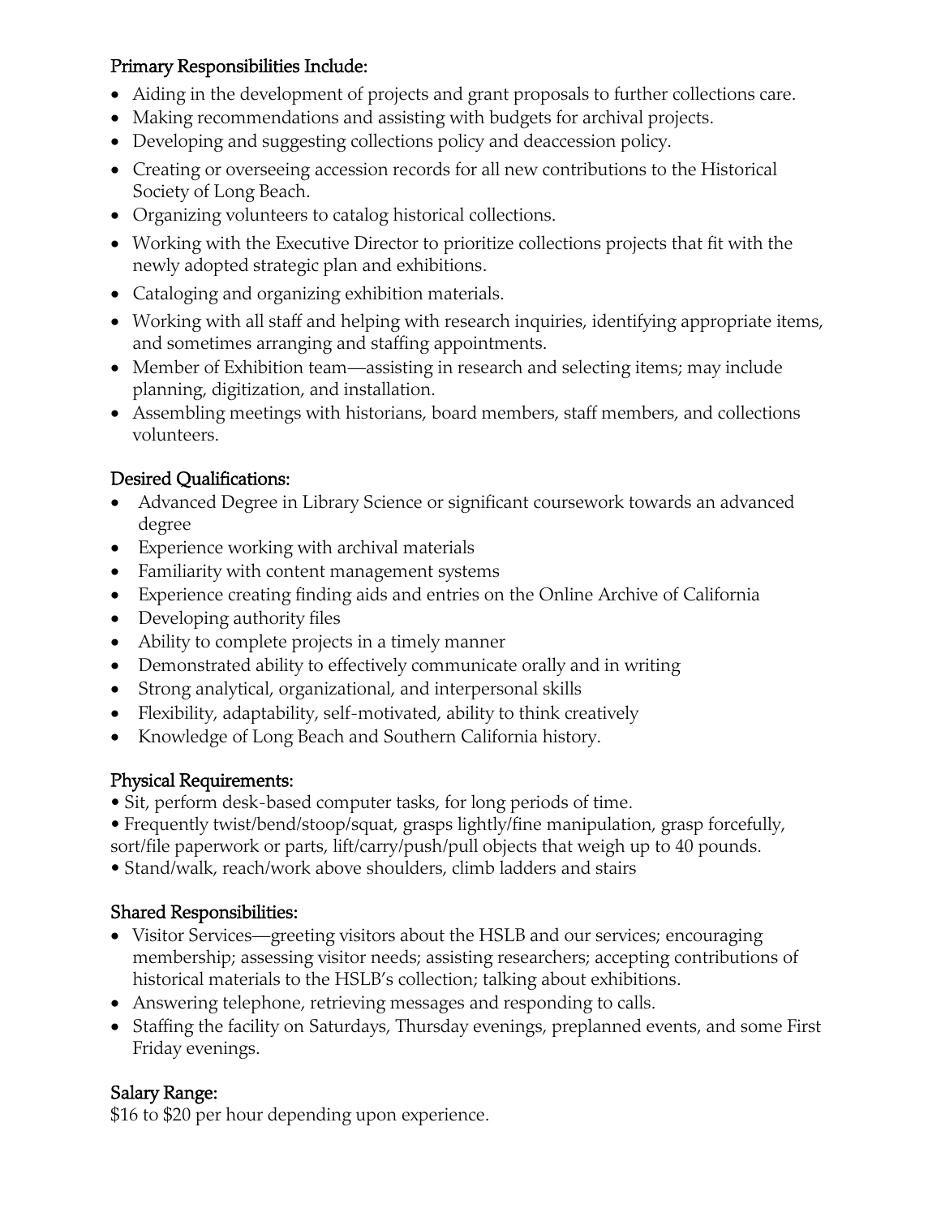### Primary Responsibilities Include:

- Aiding in the development of projects and grant proposals to further collections care.
- Making recommendations and assisting with budgets for archival projects.
- Developing and suggesting collections policy and deaccession policy.
- Creating or overseeing accession records for all new contributions to the Historical Society of Long Beach.
- Organizing volunteers to catalog historical collections.
- Working with the Executive Director to prioritize collections projects that fit with the newly adopted strategic plan and exhibitions.
- Cataloging and organizing exhibition materials.
- Working with all staff and helping with research inquiries, identifying appropriate items, and sometimes arranging and staffing appointments.
- Member of Exhibition team—assisting in research and selecting items; may include planning, digitization, and installation.
- Assembling meetings with historians, board members, staff members, and collections volunteers.

### Desired Qualifications:

- Advanced Degree in Library Science or significant coursework towards an advanced degree
- Experience working with archival materials
- Familiarity with content management systems
- Experience creating finding aids and entries on the Online Archive of California
- Developing authority files
- Ability to complete projects in a timely manner
- Demonstrated ability to effectively communicate orally and in writing
- Strong analytical, organizational, and interpersonal skills
- Flexibility, adaptability, self-motivated, ability to think creatively
- Knowledge of Long Beach and Southern California history.

### Physical Requirements:

- Sit, perform desk-based computer tasks, for long periods of time.
- Frequently twist/bend/stoop/squat, grasps lightly/fine manipulation, grasp forcefully, sort/file paperwork or parts, lift/carry/push/pull objects that weigh up to 40 pounds.
- Stand/walk, reach/work above shoulders, climb ladders and stairs

### Shared Responsibilities:

- Visitor Services—greeting visitors about the HSLB and our services; encouraging membership; assessing visitor needs; assisting researchers; accepting contributions of historical materials to the HSLB's collection; talking about exhibitions.
- Answering telephone, retrieving messages and responding to calls.
- Staffing the facility on Saturdays, Thursday evenings, preplanned events, and some First Friday evenings.

### Salary Range:

$16 to $20 per hour depending upon experience.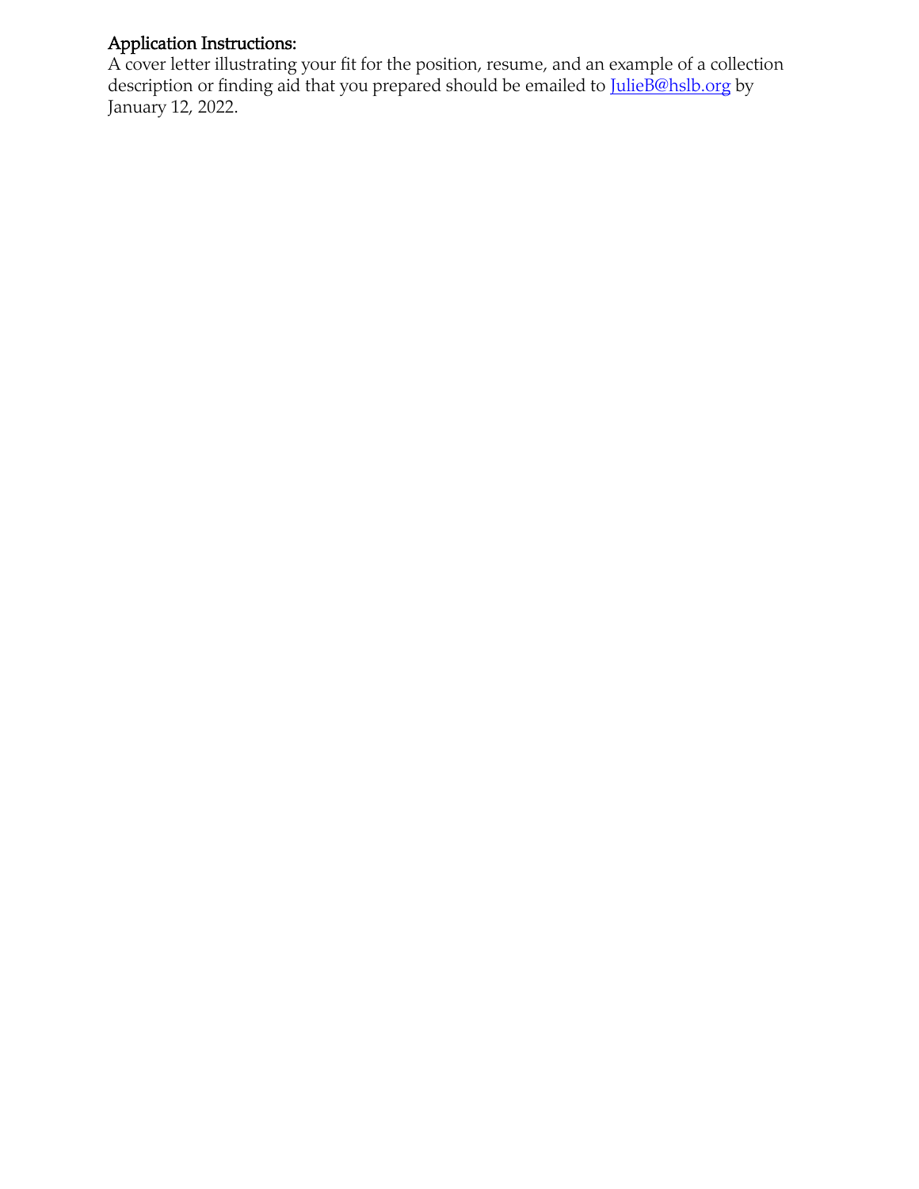## Application Instructions:

A cover letter illustrating your fit for the position, resume, and an example of a collection description or finding aid that you prepared should be emailed to JulieB@hslb.org by January 12, 2022.